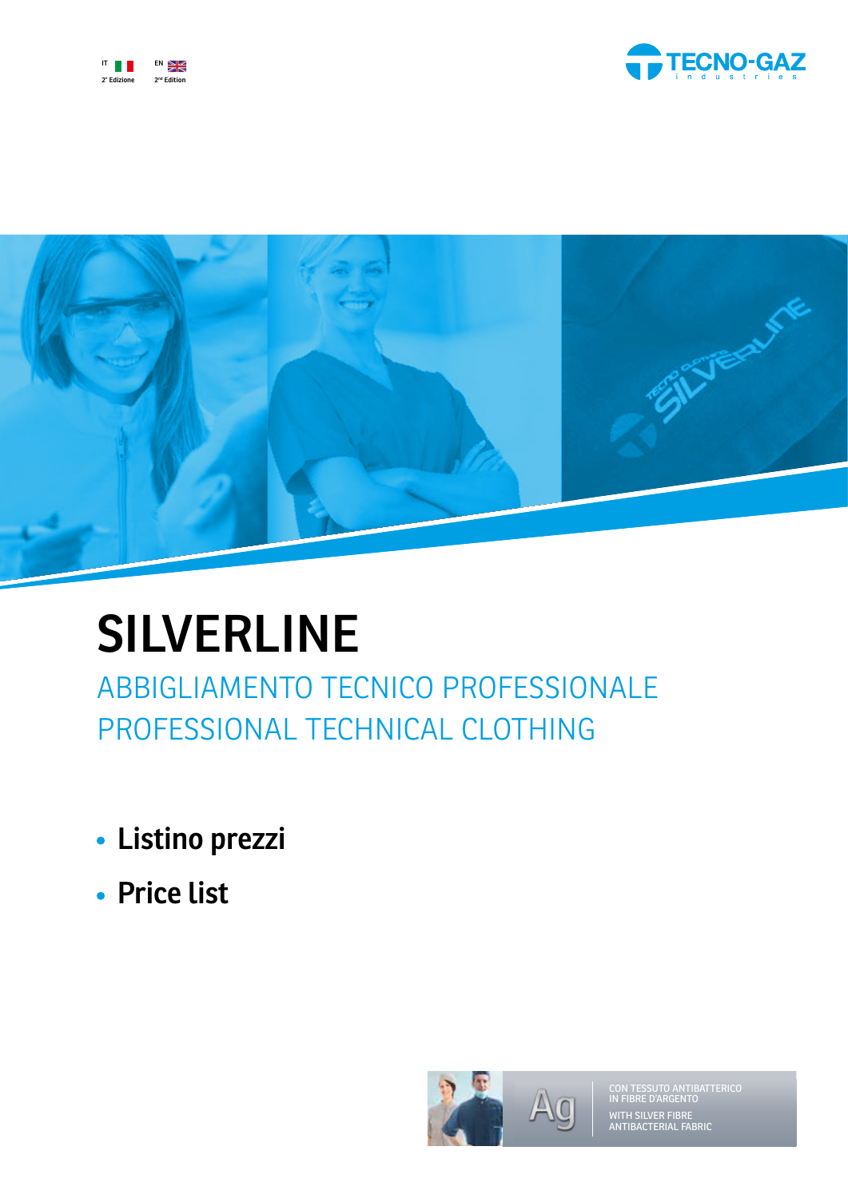IT 2ª Edizione

EN 2nd Edition

TECNO-GAZ industries

# SILVERLINE

## ABBIGLIAMENTO TECNICO PROFESSIONALE
## PROFESSIONAL TECHNICAL CLOTHING

- **Listino prezzi**
- **Price list**

Ag

CON TESSUTO ANTIBATTERICO IN FIBRE D'ARGENTO

WITH SILVER FIBRE ANTIBACTERIAL FABRIC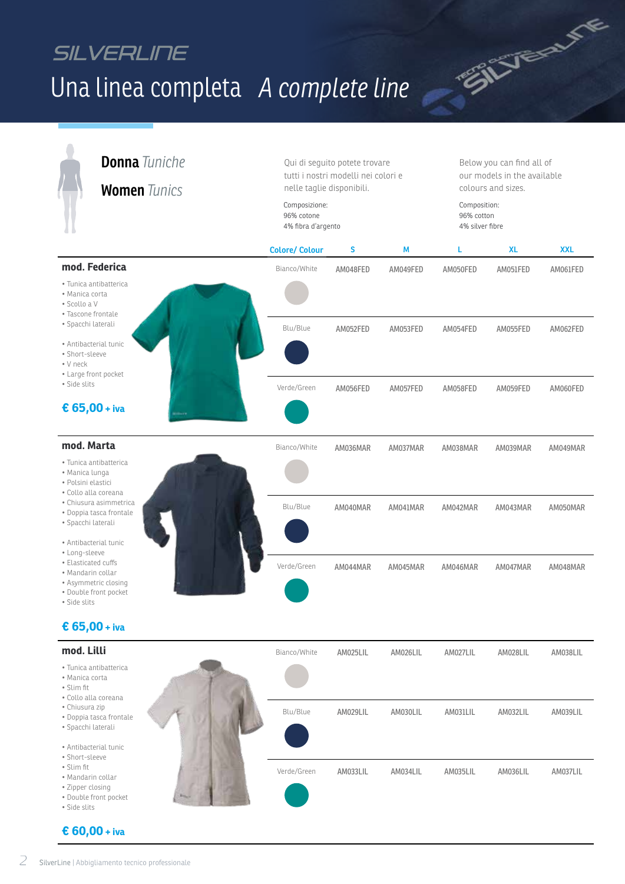# SILVERLINE

# Una linea completa *A complete line*

## **Donna** *Tuniche*

## **Women** *Tunics*

Qui di seguito potete trovare tutti i nostri modelli nei colori e nelle taglie disponibili.

Composizione:
96% cotone
4% fibra d'argento

Below you can find all of our models in the available colours and sizes.

Composition:
96% cotton
4% silver fibre

### mod. Federica

- Tunica antibatterica
- Manica corta
- Scollo a V
- Tascone frontale
- Spacchi laterali

- Antibacterial tunic
- Short-sleeve
- V neck
- Large front pocket
- Side slits

**€ 65,00 + iva**

| Colore/ Colour | S | M | L | XL | XXL |
|---|---|---|---|---|---|
| Bianco/White | AM048FED | AM049FED | AM050FED | AM051FED | AM061FED |
| Blu/Blue | AM052FED | AM053FED | AM054FED | AM055FED | AM062FED |
| Verde/Green | AM056FED | AM057FED | AM058FED | AM059FED | AM060FED |

### mod. Marta

- Tunica antibatterica
- Manica lunga
- Polsini elastici
- Collo alla coreana
- Chiusura asimmetrica
- Doppia tasca frontale
- Spacchi laterali

- Antibacterial tunic
- Long-sleeve
- Elasticated cuffs
- Mandarin collar
- Asymmetric closing
- Double front pocket
- Side slits

**€ 65,00 + iva**

| Colore/ Colour | S | M | L | XL | XXL |
|---|---|---|---|---|---|
| Bianco/White | AM036MAR | AM037MAR | AM038MAR | AM039MAR | AM049MAR |
| Blu/Blue | AM040MAR | AM041MAR | AM042MAR | AM043MAR | AM050MAR |
| Verde/Green | AM044MAR | AM045MAR | AM046MAR | AM047MAR | AM048MAR |

### mod. Lilli

- Tunica antibatterica
- Manica corta
- Slim fit
- Collo alla coreana
- Chiusura zip
- Doppia tasca frontale
- Spacchi laterali

- Antibacterial tunic
- Short-sleeve
- Slim fit
- Mandarin collar
- Zipper closing
- Double front pocket
- Side slits

**€ 60,00 + iva**

| Colore/ Colour | S | M | L | XL | XXL |
|---|---|---|---|---|---|
| Bianco/White | AM025LIL | AM026LIL | AM027LIL | AM028LIL | AM038LIL |
| Blu/Blue | AM029LIL | AM030LIL | AM031LIL | AM032LIL | AM039LIL |
| Verde/Green | AM033LIL | AM034LIL | AM035LIL | AM036LIL | AM037LIL |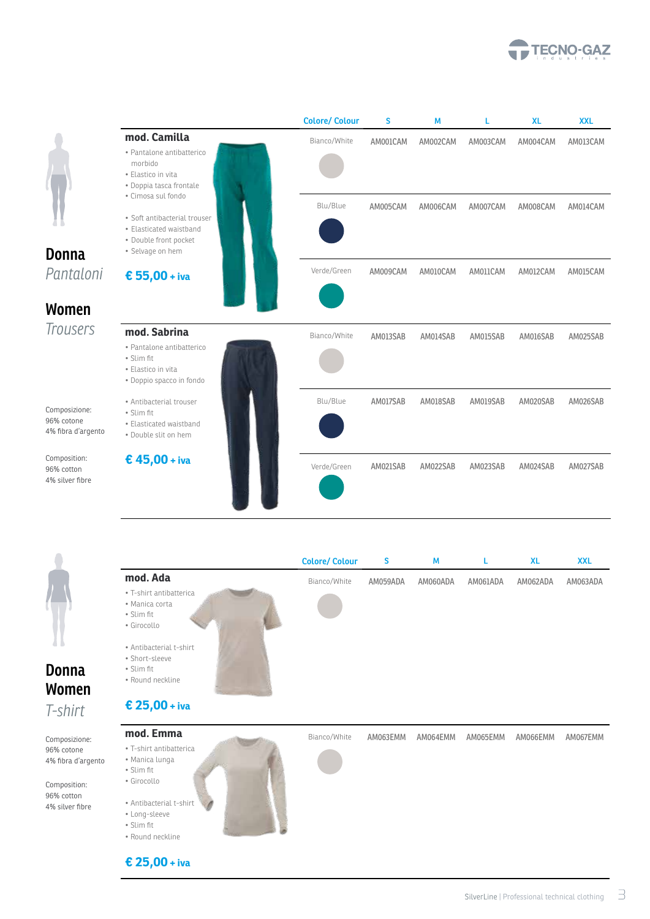## Donna *Pantaloni*

## Women *Trousers*

Composizione:
96% cotone
4% fibra d'argento

Composition:
96% cotton
4% silver fibre

### mod. Camilla

- Pantalone antibatterico morbido
- Elastico in vita
- Doppia tasca frontale
- Cimosa sul fondo

- Soft antibacterial trouser
- Elasticated waistband
- Double front pocket
- Selvage on hem

**€ 55,00 + iva**

| Colore/ Colour | S | M | L | XL | XXL |
|---|---|---|---|---|---|
| Bianco/White | AM001CAM | AM002CAM | AM003CAM | AM004CAM | AM013CAM |
| Blu/Blue | AM005CAM | AM006CAM | AM007CAM | AM008CAM | AM014CAM |
| Verde/Green | AM009CAM | AM010CAM | AM011CAM | AM012CAM | AM015CAM |

### mod. Sabrina

- Pantalone antibatterico
- Slim fit
- Elastico in vita
- Doppio spacco in fondo

- Antibacterial trouser
- Slim fit
- Elasticated waistband
- Double slit on hem

**€ 45,00 + iva**

| Colore/ Colour | S | M | L | XL | XXL |
|---|---|---|---|---|---|
| Bianco/White | AM013SAB | AM014SAB | AM015SAB | AM016SAB | AM025SAB |
| Blu/Blue | AM017SAB | AM018SAB | AM019SAB | AM020SAB | AM026SAB |
| Verde/Green | AM021SAB | AM022SAB | AM023SAB | AM024SAB | AM027SAB |

## Donna Women *T-shirt*

Composizione:
96% cotone
4% fibra d'argento

Composition:
96% cotton
4% silver fibre

### mod. Ada

- T-shirt antibatterica
- Manica corta
- Slim fit
- Girocollo

- Antibacterial t-shirt
- Short-sleeve
- Slim fit
- Round neckline

**€ 25,00 + iva**

| Colore/ Colour | S | M | L | XL | XXL |
|---|---|---|---|---|---|
| Bianco/White | AM059ADA | AM060ADA | AM061ADA | AM062ADA | AM063ADA |

### mod. Emma

- T-shirt antibatterica
- Manica lunga
- Slim fit
- Girocollo

- Antibacterial t-shirt
- Long-sleeve
- Slim fit
- Round neckline

**€ 25,00 + iva**

| Colore/ Colour | S | M | L | XL | XXL |
|---|---|---|---|---|---|
| Bianco/White | AM063EMM | AM064EMM | AM065EMM | AM066EMM | AM067EMM |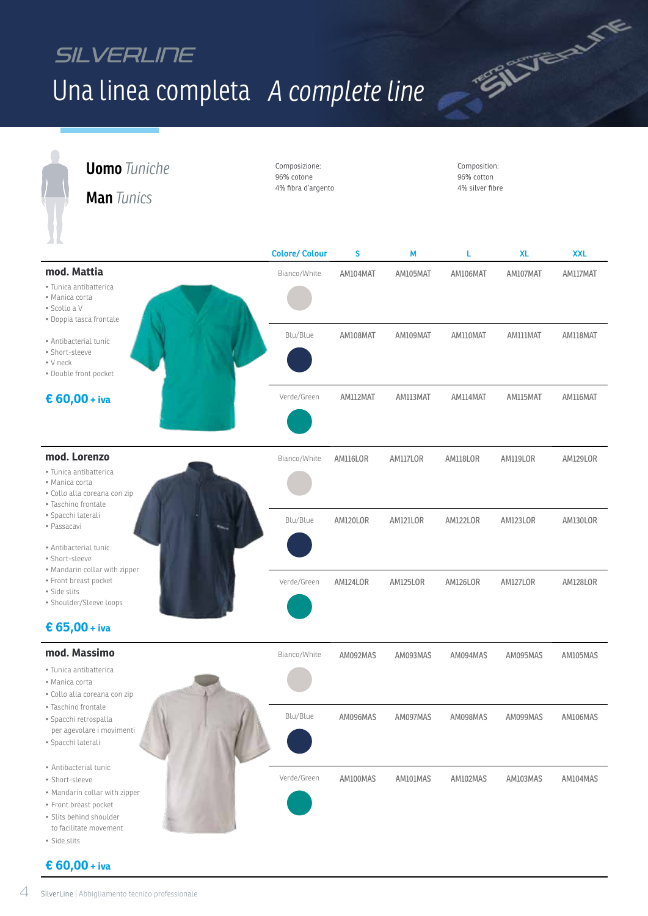## SILVERLINE

# Una linea completa *A complete line*

### **Uomo** *Tuniche*

### **Man** *Tunics*

Composizione:
96% cotone
4% fibra d'argento

Composition:
96% cotton
4% silver fibre

| | Colore/ Colour | S | M | L | XL | XXL |
|---|---|---|---|---|---|---|
| **mod. Mattia** | Bianco/White | AM104MAT | AM105MAT | AM106MAT | AM107MAT | AM117MAT |
| | Blu/Blue | AM108MAT | AM109MAT | AM110MAT | AM111MAT | AM118MAT |
| | Verde/Green | AM112MAT | AM113MAT | AM114MAT | AM115MAT | AM116MAT |
| **mod. Lorenzo** | Bianco/White | AM116LOR | AM117LOR | AM118LOR | AM119LOR | AM129LOR |
| | Blu/Blue | AM120LOR | AM121LOR | AM122LOR | AM123LOR | AM130LOR |
| | Verde/Green | AM124LOR | AM125LOR | AM126LOR | AM127LOR | AM128LOR |
| **mod. Massimo** | Bianco/White | AM092MAS | AM093MAS | AM094MAS | AM095MAS | AM105MAS |
| | Blu/Blue | AM096MAS | AM097MAS | AM098MAS | AM099MAS | AM106MAS |
| | Verde/Green | AM100MAS | AM101MAS | AM102MAS | AM103MAS | AM104MAS |

### mod. Mattia

- Tunica antibatterica
- Manica corta
- Scollo a V
- Doppia tasca frontale

- Antibacterial tunic
- Short-sleeve
- V neck
- Double front pocket

**€ 60,00 + iva**

### mod. Lorenzo

- Tunica antibatterica
- Manica corta
- Collo alla coreana con zip
- Taschino frontale
- Spacchi laterali
- Passacavi

- Antibacterial tunic
- Short-sleeve
- Mandarin collar with zipper
- Front breast pocket
- Side slits
- Shoulder/Sleeve loops

**€ 65,00 + iva**

### mod. Massimo

- Tunica antibatterica
- Manica corta
- Collo alla coreana con zip
- Taschino frontale
- Spacchi retrospalla per agevolare i movimenti
- Spacchi laterali

- Antibacterial tunic
- Short-sleeve
- Mandarin collar with zipper
- Front breast pocket
- Slits behind shoulder to facilitate movement
- Side slits

**€ 60,00 + iva**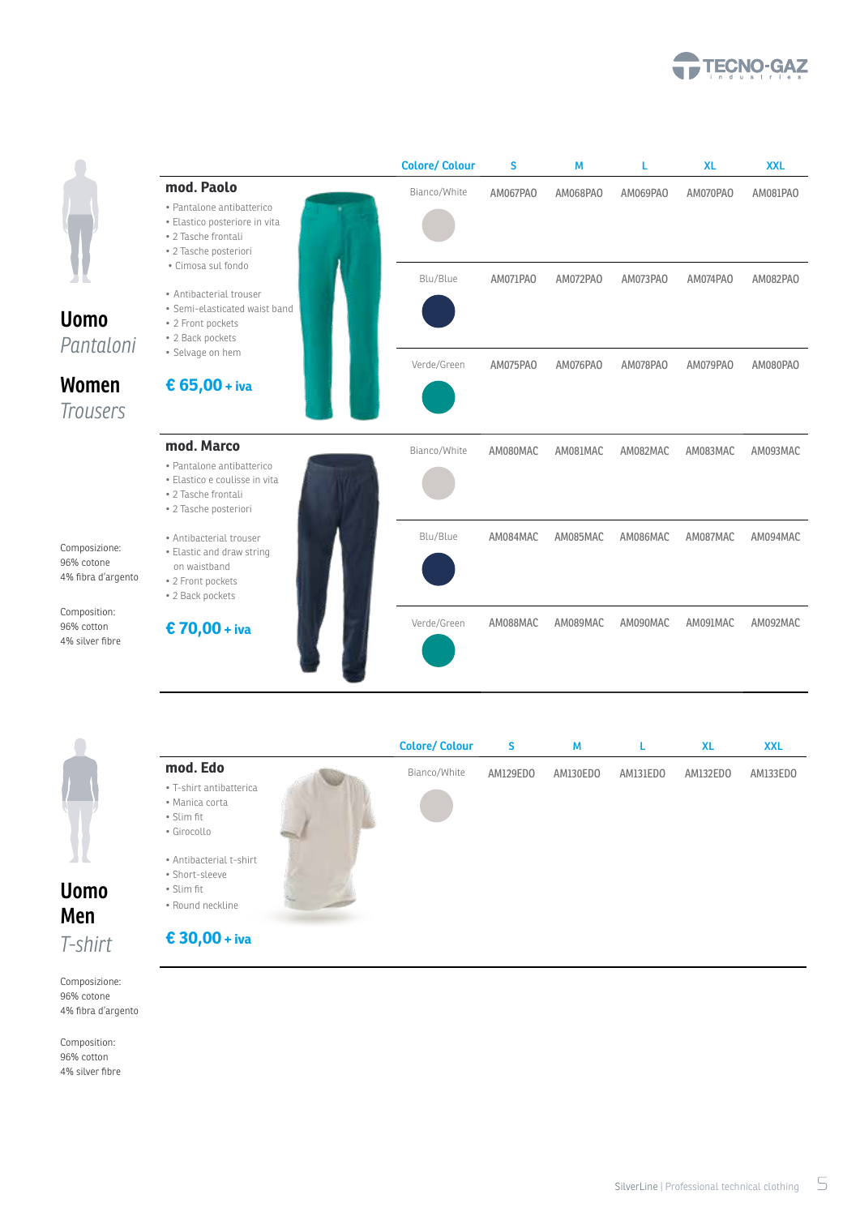## Uomo *Pantaloni*

## Women *Trousers*

Composizione:
96% cotone
4% fibra d'argento

Composition:
96% cotton
4% silver fibre

### mod. Paolo

- Pantalone antibatterico
- Elastico posteriore in vita
- 2 Tasche frontali
- 2 Tasche posteriori
- Cimosa sul fondo

- Antibacterial trouser
- Semi-elasticated waist band
- 2 Front pockets
- 2 Back pockets
- Selvage on hem

**€ 65,00 + iva**

| Colore/ Colour | S | M | L | XL | XXL |
|---|---|---|---|---|---|
| Bianco/White | AM067PAO | AM068PAO | AM069PAO | AM070PAO | AM081PAO |
| Blu/Blue | AM071PAO | AM072PAO | AM073PAO | AM074PAO | AM082PAO |
| Verde/Green | AM075PAO | AM076PAO | AM078PAO | AM079PAO | AM080PAO |

### mod. Marco

- Pantalone antibatterico
- Elastico e coulisse in vita
- 2 Tasche frontali
- 2 Tasche posteriori

- Antibacterial trouser
- Elastic and draw string on waistband
- 2 Front pockets
- 2 Back pockets

**€ 70,00 + iva**

| Colore/ Colour | S | M | L | XL | XXL |
|---|---|---|---|---|---|
| Bianco/White | AM080MAC | AM081MAC | AM082MAC | AM083MAC | AM093MAC |
| Blu/Blue | AM084MAC | AM085MAC | AM086MAC | AM087MAC | AM094MAC |
| Verde/Green | AM088MAC | AM089MAC | AM090MAC | AM091MAC | AM092MAC |

## Uomo Men *T-shirt*

Composizione:
96% cotone
4% fibra d'argento

Composition:
96% cotton
4% silver fibre

### mod. Edo

- T-shirt antibatterica
- Manica corta
- Slim fit
- Girocollo

- Antibacterial t-shirt
- Short-sleeve
- Slim fit
- Round neckline

**€ 30,00 + iva**

| Colore/ Colour | S | M | L | XL | XXL |
|---|---|---|---|---|---|
| Bianco/White | AM129EDO | AM130EDO | AM131EDO | AM132EDO | AM133EDO |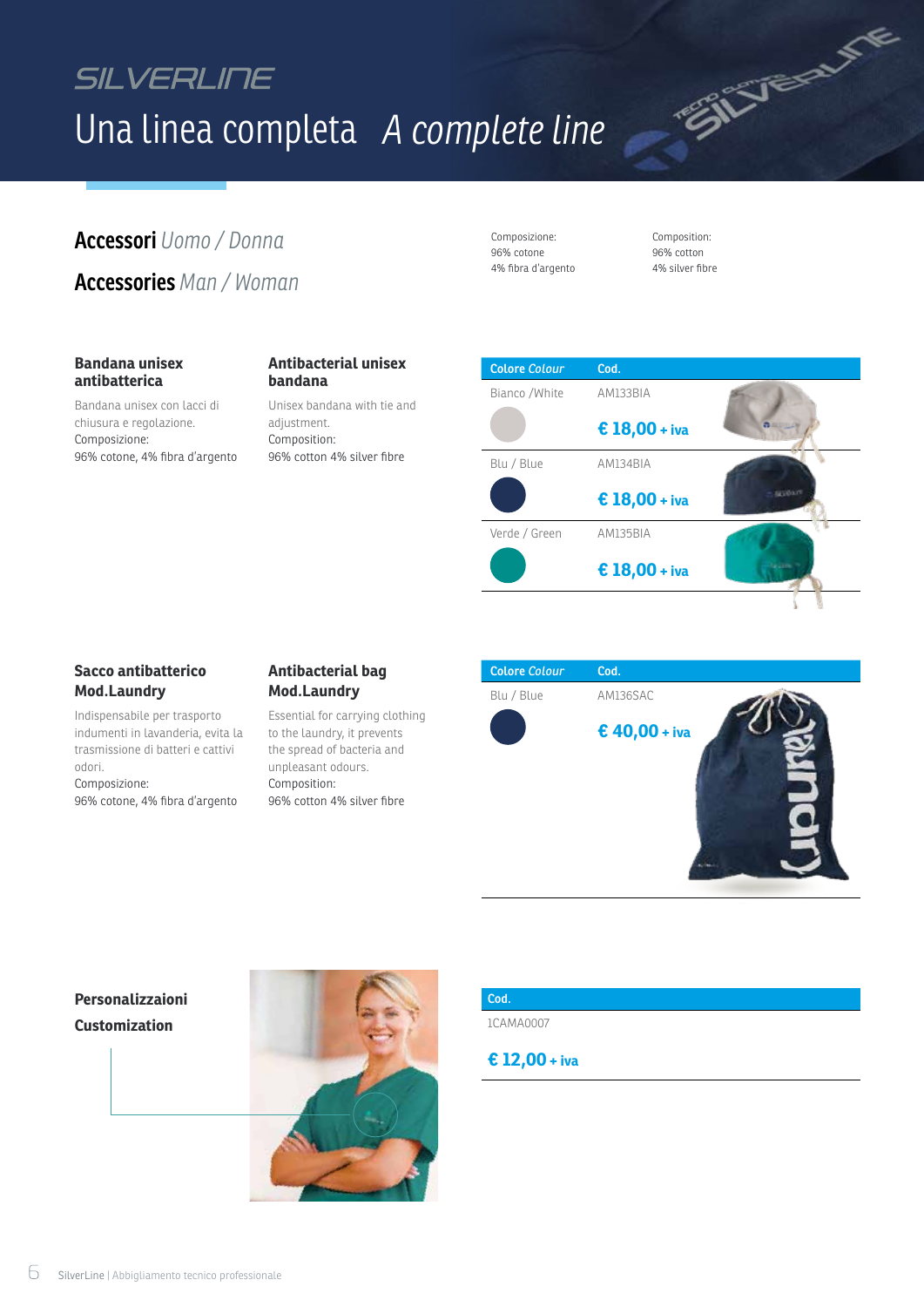# SILVERLINE

## Una linea completa *A complete line*

### **Accessori** *Uomo / Donna*

### **Accessories** *Man / Woman*

Composizione:
96% cotone
4% fibra d'argento

Composition:
96% cotton
4% silver fibre

#### Bandana unisex antibatterica

Bandana unisex con lacci di chiusura e regolazione.
Composizione:
96% cotone, 4% fibra d'argento

#### Antibacterial unisex bandana

Unisex bandana with tie and adjustment.
Composition:
96% cotton 4% silver fibre

| Colore *Colour* | Cod. |
|---|---|
| Bianco /White | AM133BIA<br>**€ 18,00** + iva |
| Blu / Blue | AM134BIA<br>**€ 18,00** + iva |
| Verde / Green | AM135BIA<br>**€ 18,00** + iva |

#### Sacco antibatterico Mod.Laundry

Indispensabile per trasporto indumenti in lavanderia, evita la trasmissione di batteri e cattivi odori.
Composizione:
96% cotone, 4% fibra d'argento

#### Antibacterial bag Mod.Laundry

Essential for carrying clothing to the laundry, it prevents the spread of bacteria and unpleasant odours.
Composition:
96% cotton 4% silver fibre

| Colore *Colour* | Cod. |
|---|---|
| Blu / Blue | AM136SAC<br>**€ 40,00** + iva |

#### Personalizzaioni

#### Customization

| Cod. |
|---|
| 1CAMA0007<br>**€ 12,00** + iva |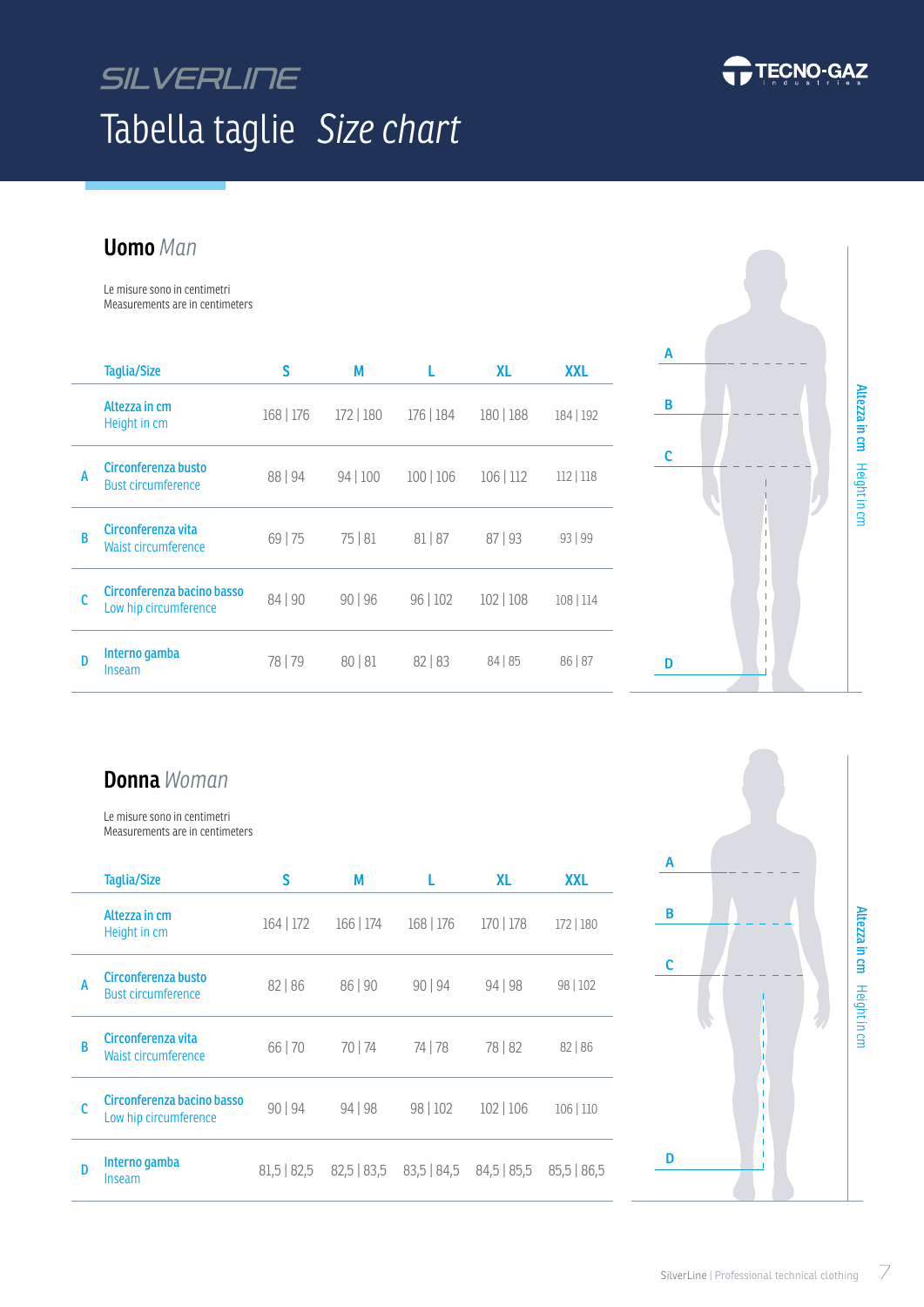SILVERLINE

# Tabella taglie *Size chart*

## Uomo *Man*

Le misure sono in centimetri
Measurements are in centimeters

| | Taglia/Size | S | M | L | XL | XXL |
|---|---|---|---|---|---|---|
| | Altezza in cm<br>Height in cm | 168 \| 176 | 172 \| 180 | 176 \| 184 | 180 \| 188 | 184 \| 192 |
| A | Circonferenza busto<br>Bust circumference | 88 \| 94 | 94 \| 100 | 100 \| 106 | 106 \| 112 | 112 \| 118 |
| B | Circonferenza vita<br>Waist circumference | 69 \| 75 | 75 \| 81 | 81 \| 87 | 87 \| 93 | 93 \| 99 |
| C | Circonferenza bacino basso<br>Low hip circumference | 84 \| 90 | 90 \| 96 | 96 \| 102 | 102 \| 108 | 108 \| 114 |
| D | Interno gamba<br>Inseam | 78 \| 79 | 80 \| 81 | 82 \| 83 | 84 \| 85 | 86 \| 87 |

A
B
C
D

Altezza in cm Height in cm

## Donna *Woman*

Le misure sono in centimetri
Measurements are in centimeters

| | Taglia/Size | S | M | L | XL | XXL |
|---|---|---|---|---|---|---|
| | Altezza in cm<br>Height in cm | 164 \| 172 | 166 \| 174 | 168 \| 176 | 170 \| 178 | 172 \| 180 |
| A | Circonferenza busto<br>Bust circumference | 82 \| 86 | 86 \| 90 | 90 \| 94 | 94 \| 98 | 98 \| 102 |
| B | Circonferenza vita<br>Waist circumference | 66 \| 70 | 70 \| 74 | 74 \| 78 | 78 \| 82 | 82 \| 86 |
| C | Circonferenza bacino basso<br>Low hip circumference | 90 \| 94 | 94 \| 98 | 98 \| 102 | 102 \| 106 | 106 \| 110 |
| D | Interno gamba<br>Inseam | 81,5 \| 82,5 | 82,5 \| 83,5 | 83,5 \| 84,5 | 84,5 \| 85,5 | 85,5 \| 86,5 |

A
B
C
D

Altezza in cm Height in cm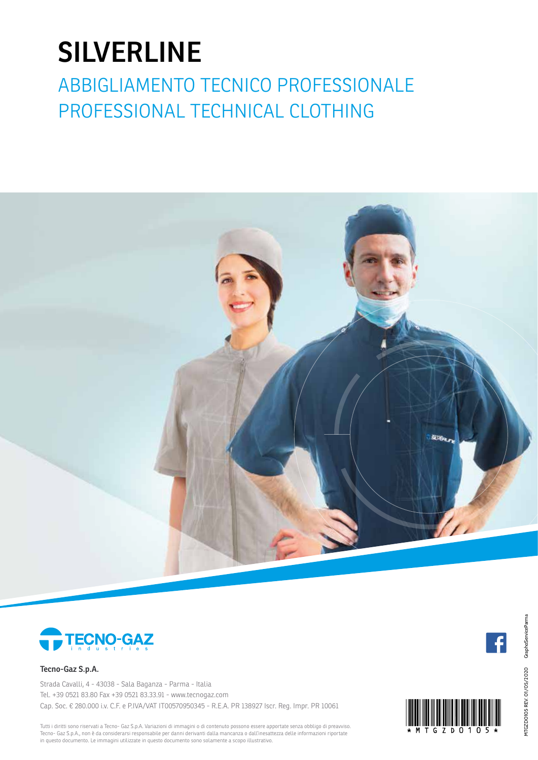# SILVERLINE

## ABBIGLIAMENTO TECNICO PROFESSIONALE
## PROFESSIONAL TECHNICAL CLOTHING

TECNO-GAZ industries

**Tecno-Gaz S.p.A.**

Strada Cavalli, 4 - 43038 - Sala Baganza - Parma - Italia
Tel. +39 0521 83.80 Fax +39 0521 83.33.91 - www.tecnogaz.com
Cap. Soc. € 280.000 i.v. C.F. e P.IVA/VAT IT00570950345 - R.E.A. PR 138927 Iscr. Reg. Impr. PR 10061

Tutti i diritti sono riservati a Tecno- Gaz S.p.A. Variazioni di immagini o di contenuto possono essere apportate senza obbligo di preavviso. Tecno- Gaz S.p.A., non è da considerarsi responsabile per danni derivanti dalla mancanza o dall'inesattezza delle informazioni riportate in questo documento. Le immagini utilizzate in questo documento sono solamente a scopo illustrativo.

\* M T G Z D 0 1 0 5 \*

MTGZD0105 REV. 01/05/2020 GraphoServiceParma